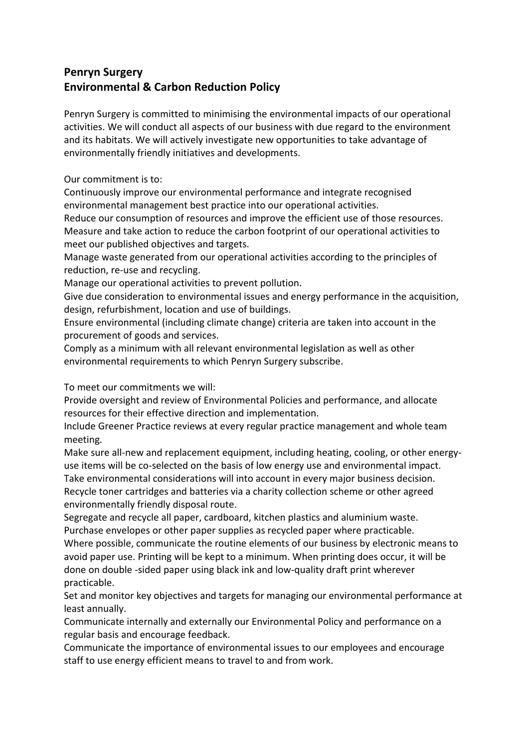**Penryn Surgery**
**Environmental & Carbon Reduction Policy**

Penryn Surgery is committed to minimising the environmental impacts of our operational activities. We will conduct all aspects of our business with due regard to the environment and its habitats. We will actively investigate new opportunities to take advantage of environmentally friendly initiatives and developments.

Our commitment is to:

Continuously improve our environmental performance and integrate recognised environmental management best practice into our operational activities.

Reduce our consumption of resources and improve the efficient use of those resources.

Measure and take action to reduce the carbon footprint of our operational activities to meet our published objectives and targets.

Manage waste generated from our operational activities according to the principles of reduction, re-use and recycling.

Manage our operational activities to prevent pollution.

Give due consideration to environmental issues and energy performance in the acquisition, design, refurbishment, location and use of buildings.

Ensure environmental (including climate change) criteria are taken into account in the procurement of goods and services.

Comply as a minimum with all relevant environmental legislation as well as other environmental requirements to which Penryn Surgery subscribe.

To meet our commitments we will:

Provide oversight and review of Environmental Policies and performance, and allocate resources for their effective direction and implementation.

Include Greener Practice reviews at every regular practice management and whole team meeting.

Make sure all-new and replacement equipment, including heating, cooling, or other energy-use items will be co-selected on the basis of low energy use and environmental impact.

Take environmental considerations will into account in every major business decision.

Recycle toner cartridges and batteries via a charity collection scheme or other agreed environmentally friendly disposal route.

Segregate and recycle all paper, cardboard, kitchen plastics and aluminium waste.

Purchase envelopes or other paper supplies as recycled paper where practicable.

Where possible, communicate the routine elements of our business by electronic means to avoid paper use. Printing will be kept to a minimum. When printing does occur, it will be done on double -sided paper using black ink and low-quality draft print wherever practicable.

Set and monitor key objectives and targets for managing our environmental performance at least annually.

Communicate internally and externally our Environmental Policy and performance on a regular basis and encourage feedback.

Communicate the importance of environmental issues to our employees and encourage staff to use energy efficient means to travel to and from work.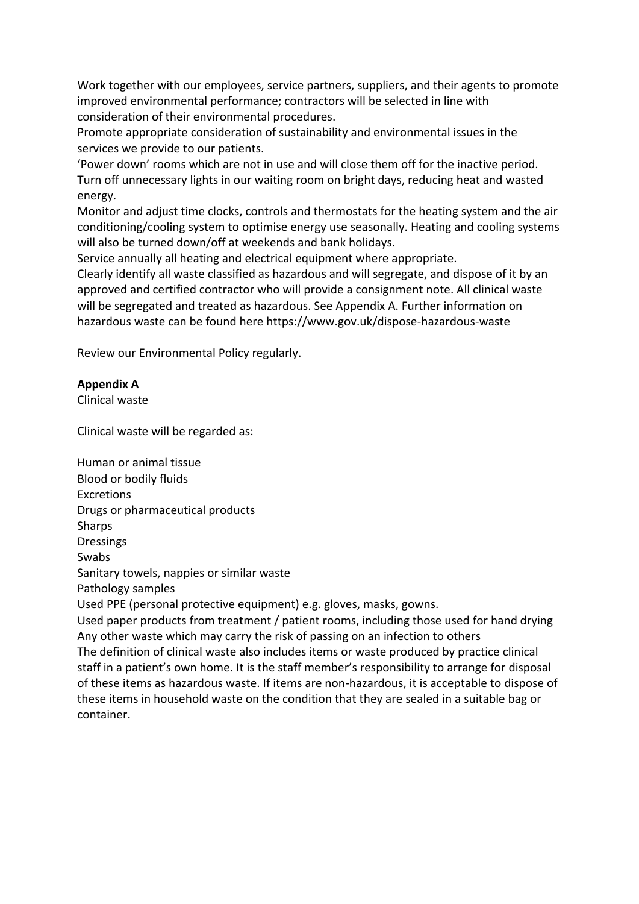Work together with our employees, service partners, suppliers, and their agents to promote improved environmental performance; contractors will be selected in line with consideration of their environmental procedures.

Promote appropriate consideration of sustainability and environmental issues in the services we provide to our patients.

'Power down' rooms which are not in use and will close them off for the inactive period.

Turn off unnecessary lights in our waiting room on bright days, reducing heat and wasted energy.

Monitor and adjust time clocks, controls and thermostats for the heating system and the air conditioning/cooling system to optimise energy use seasonally. Heating and cooling systems will also be turned down/off at weekends and bank holidays.

Service annually all heating and electrical equipment where appropriate.

Clearly identify all waste classified as hazardous and will segregate, and dispose of it by an approved and certified contractor who will provide a consignment note. All clinical waste will be segregated and treated as hazardous. See Appendix A. Further information on hazardous waste can be found here https://www.gov.uk/dispose-hazardous-waste

Review our Environmental Policy regularly.

**Appendix A**

Clinical waste

Clinical waste will be regarded as:

Human or animal tissue
Blood or bodily fluids
Excretions
Drugs or pharmaceutical products
Sharps
Dressings
Swabs
Sanitary towels, nappies or similar waste
Pathology samples
Used PPE (personal protective equipment) e.g. gloves, masks, gowns.
Used paper products from treatment / patient rooms, including those used for hand drying
Any other waste which may carry the risk of passing on an infection to others

The definition of clinical waste also includes items or waste produced by practice clinical staff in a patient's own home. It is the staff member's responsibility to arrange for disposal of these items as hazardous waste. If items are non-hazardous, it is acceptable to dispose of these items in household waste on the condition that they are sealed in a suitable bag or container.